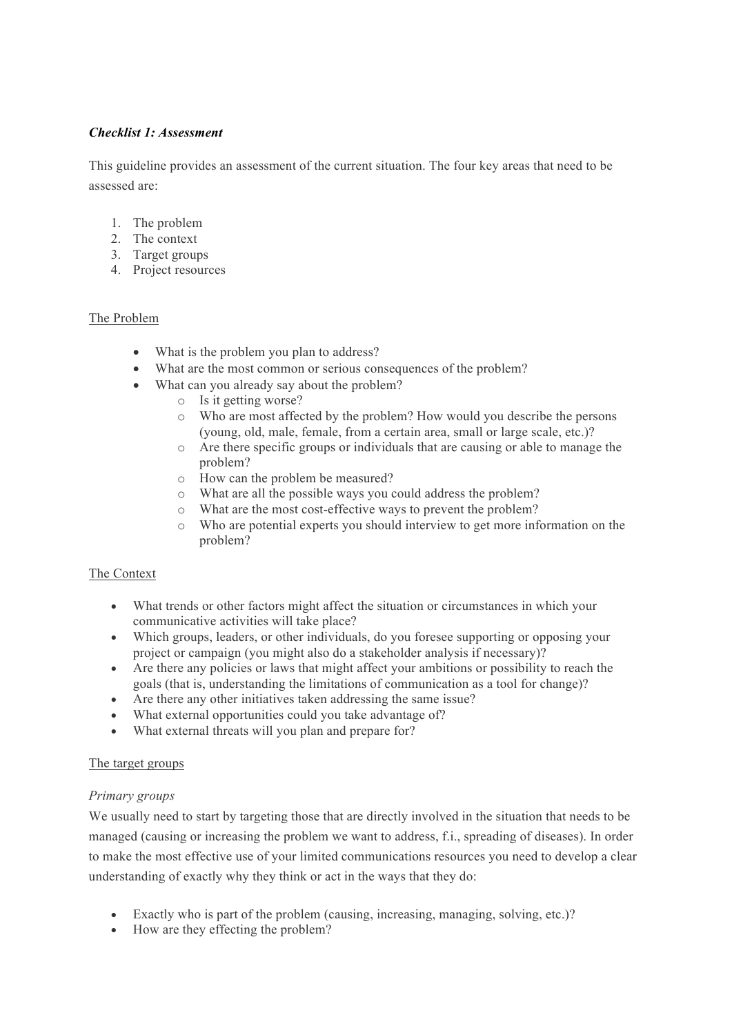***Checklist 1: Assessment***

This guideline provides an assessment of the current situation. The four key areas that need to be assessed are:

1. The problem
2. The context
3. Target groups
4. Project resources

## The Problem

- What is the problem you plan to address?
- What are the most common or serious consequences of the problem?
- What can you already say about the problem?
  - Is it getting worse?
  - Who are most affected by the problem? How would you describe the persons (young, old, male, female, from a certain area, small or large scale, etc.)?
  - Are there specific groups or individuals that are causing or able to manage the problem?
  - How can the problem be measured?
  - What are all the possible ways you could address the problem?
  - What are the most cost-effective ways to prevent the problem?
  - Who are potential experts you should interview to get more information on the problem?

## The Context

- What trends or other factors might affect the situation or circumstances in which your communicative activities will take place?
- Which groups, leaders, or other individuals, do you foresee supporting or opposing your project or campaign (you might also do a stakeholder analysis if necessary)?
- Are there any policies or laws that might affect your ambitions or possibility to reach the goals (that is, understanding the limitations of communication as a tool for change)?
- Are there any other initiatives taken addressing the same issue?
- What external opportunities could you take advantage of?
- What external threats will you plan and prepare for?

## The target groups

### *Primary groups*

We usually need to start by targeting those that are directly involved in the situation that needs to be managed (causing or increasing the problem we want to address, f.i., spreading of diseases). In order to make the most effective use of your limited communications resources you need to develop a clear understanding of exactly why they think or act in the ways that they do:

- Exactly who is part of the problem (causing, increasing, managing, solving, etc.)?
- How are they effecting the problem?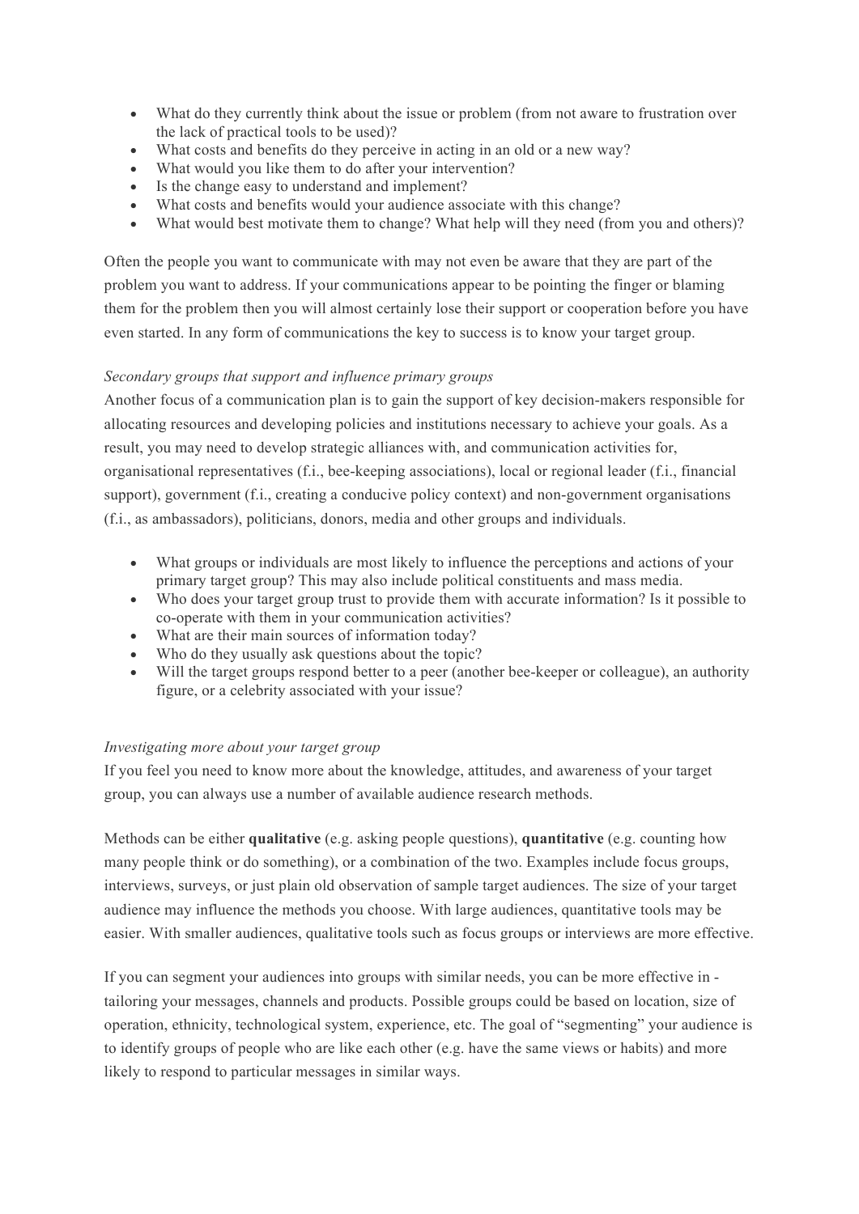- What do they currently think about the issue or problem (from not aware to frustration over the lack of practical tools to be used)?
- What costs and benefits do they perceive in acting in an old or a new way?
- What would you like them to do after your intervention?
- Is the change easy to understand and implement?
- What costs and benefits would your audience associate with this change?
- What would best motivate them to change? What help will they need (from you and others)?

Often the people you want to communicate with may not even be aware that they are part of the problem you want to address. If your communications appear to be pointing the finger or blaming them for the problem then you will almost certainly lose their support or cooperation before you have even started. In any form of communications the key to success is to know your target group.

*Secondary groups that support and influence primary groups*

Another focus of a communication plan is to gain the support of key decision-makers responsible for allocating resources and developing policies and institutions necessary to achieve your goals. As a result, you may need to develop strategic alliances with, and communication activities for, organisational representatives (f.i., bee-keeping associations), local or regional leader (f.i., financial support), government (f.i., creating a conducive policy context) and non-government organisations (f.i., as ambassadors), politicians, donors, media and other groups and individuals.

- What groups or individuals are most likely to influence the perceptions and actions of your primary target group? This may also include political constituents and mass media.
- Who does your target group trust to provide them with accurate information? Is it possible to co-operate with them in your communication activities?
- What are their main sources of information today?
- Who do they usually ask questions about the topic?
- Will the target groups respond better to a peer (another bee-keeper or colleague), an authority figure, or a celebrity associated with your issue?

*Investigating more about your target group*

If you feel you need to know more about the knowledge, attitudes, and awareness of your target group, you can always use a number of available audience research methods.

Methods can be either **qualitative** (e.g. asking people questions), **quantitative** (e.g. counting how many people think or do something), or a combination of the two. Examples include focus groups, interviews, surveys, or just plain old observation of sample target audiences. The size of your target audience may influence the methods you choose. With large audiences, quantitative tools may be easier. With smaller audiences, qualitative tools such as focus groups or interviews are more effective.

If you can segment your audiences into groups with similar needs, you can be more effective in - tailoring your messages, channels and products. Possible groups could be based on location, size of operation, ethnicity, technological system, experience, etc. The goal of "segmenting" your audience is to identify groups of people who are like each other (e.g. have the same views or habits) and more likely to respond to particular messages in similar ways.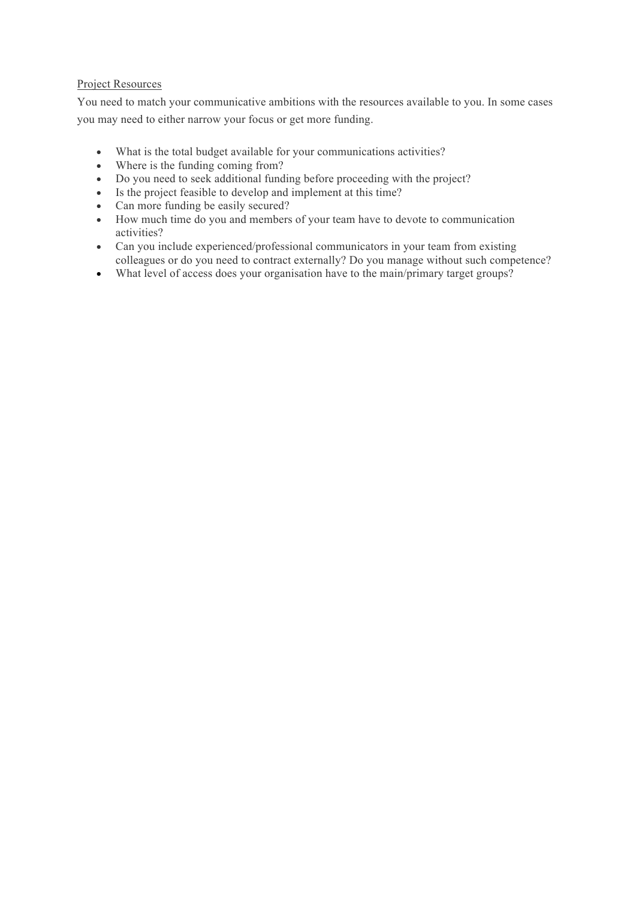Project Resources

You need to match your communicative ambitions with the resources available to you. In some cases you may need to either narrow your focus or get more funding.

- What is the total budget available for your communications activities?
- Where is the funding coming from?
- Do you need to seek additional funding before proceeding with the project?
- Is the project feasible to develop and implement at this time?
- Can more funding be easily secured?
- How much time do you and members of your team have to devote to communication activities?
- Can you include experienced/professional communicators in your team from existing colleagues or do you need to contract externally? Do you manage without such competence?
- What level of access does your organisation have to the main/primary target groups?